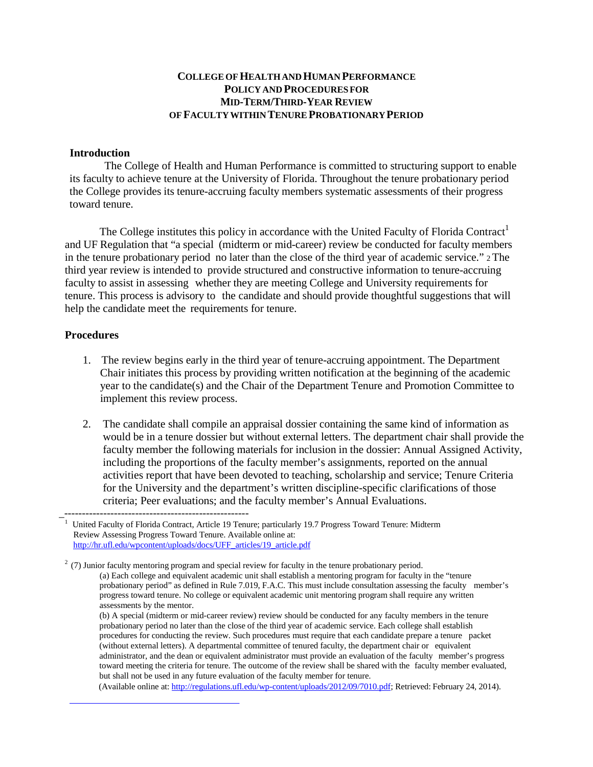# COLLEGE OF HEALTH AND HUMAN PERFORMANCE
# POLICY AND PROCEDURES FOR
# MID-TERM/THIRD-YEAR REVIEW
# OF FACULTY WITHIN TENURE PROBATIONARY PERIOD

## Introduction

The College of Health and Human Performance is committed to structuring support to enable its faculty to achieve tenure at the University of Florida. Throughout the tenure probationary period the College provides its tenure-accruing faculty members systematic assessments of their progress toward tenure.

The College institutes this policy in accordance with the United Faculty of Florida Contract[1] and UF Regulation that "a special (midterm or mid-career) review be conducted for faculty members in the tenure probationary period no later than the close of the third year of academic service." [2] The third year review is intended to provide structured and constructive information to tenure-accruing faculty to assist in assessing whether they are meeting College and University requirements for tenure. This process is advisory to the candidate and should provide thoughtful suggestions that will help the candidate meet the requirements for tenure.

## Procedures

1. The review begins early in the third year of tenure-accruing appointment. The Department Chair initiates this process by providing written notification at the beginning of the academic year to the candidate(s) and the Chair of the Department Tenure and Promotion Committee to implement this review process.

2. The candidate shall compile an appraisal dossier containing the same kind of information as would be in a tenure dossier but without external letters. The department chair shall provide the faculty member the following materials for inclusion in the dossier: Annual Assigned Activity, including the proportions of the faculty member's assignments, reported on the annual activities report that have been devoted to teaching, scholarship and service; Tenure Criteria for the University and the department's written discipline-specific clarifications of those criteria; Peer evaluations; and the faculty member's Annual Evaluations.

---

[1] United Faculty of Florida Contract, Article 19 Tenure; particularly 19.7 Progress Toward Tenure: Midterm Review Assessing Progress Toward Tenure. Available online at: http://hr.ufl.edu/wpcontent/uploads/docs/UFF_articles/19_article.pdf

[2] (7) Junior faculty mentoring program and special review for faculty in the tenure probationary period.

(a) Each college and equivalent academic unit shall establish a mentoring program for faculty in the "tenure probationary period" as defined in Rule 7.019, F.A.C. This must include consultation assessing the faculty member's progress toward tenure. No college or equivalent academic unit mentoring program shall require any written assessments by the mentor.

(b) A special (midterm or mid-career review) review should be conducted for any faculty members in the tenure probationary period no later than the close of the third year of academic service. Each college shall establish procedures for conducting the review. Such procedures must require that each candidate prepare a tenure packet (without external letters). A departmental committee of tenured faculty, the department chair or equivalent administrator, and the dean or equivalent administrator must provide an evaluation of the faculty member's progress toward meeting the criteria for tenure. The outcome of the review shall be shared with the faculty member evaluated, but shall not be used in any future evaluation of the faculty member for tenure.

(Available online at: http://regulations.ufl.edu/wp-content/uploads/2012/09/7010.pdf; Retrieved: February 24, 2014).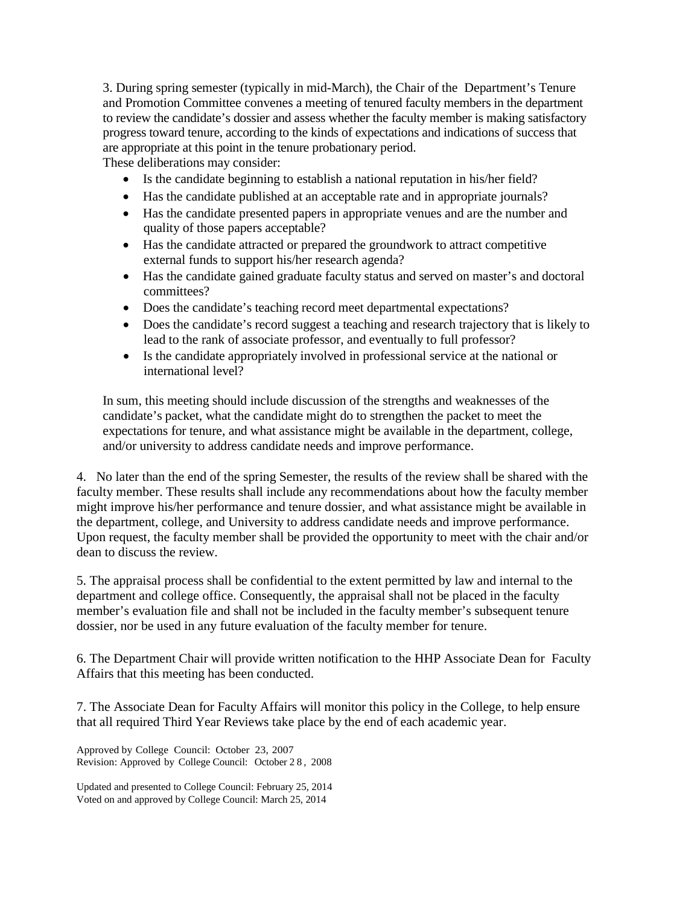3. During spring semester (typically in mid-March), the Chair of the Department's Tenure and Promotion Committee convenes a meeting of tenured faculty members in the department to review the candidate's dossier and assess whether the faculty member is making satisfactory progress toward tenure, according to the kinds of expectations and indications of success that are appropriate at this point in the tenure probationary period.
These deliberations may consider:

- Is the candidate beginning to establish a national reputation in his/her field?
- Has the candidate published at an acceptable rate and in appropriate journals?
- Has the candidate presented papers in appropriate venues and are the number and quality of those papers acceptable?
- Has the candidate attracted or prepared the groundwork to attract competitive external funds to support his/her research agenda?
- Has the candidate gained graduate faculty status and served on master's and doctoral committees?
- Does the candidate's teaching record meet departmental expectations?
- Does the candidate's record suggest a teaching and research trajectory that is likely to lead to the rank of associate professor, and eventually to full professor?
- Is the candidate appropriately involved in professional service at the national or international level?

In sum, this meeting should include discussion of the strengths and weaknesses of the candidate's packet, what the candidate might do to strengthen the packet to meet the expectations for tenure, and what assistance might be available in the department, college, and/or university to address candidate needs and improve performance.

4. No later than the end of the spring Semester, the results of the review shall be shared with the faculty member. These results shall include any recommendations about how the faculty member might improve his/her performance and tenure dossier, and what assistance might be available in the department, college, and University to address candidate needs and improve performance. Upon request, the faculty member shall be provided the opportunity to meet with the chair and/or dean to discuss the review.

5. The appraisal process shall be confidential to the extent permitted by law and internal to the department and college office. Consequently, the appraisal shall not be placed in the faculty member's evaluation file and shall not be included in the faculty member's subsequent tenure dossier, nor be used in any future evaluation of the faculty member for tenure.

6. The Department Chair will provide written notification to the HHP Associate Dean for Faculty Affairs that this meeting has been conducted.

7. The Associate Dean for Faculty Affairs will monitor this policy in the College, to help ensure that all required Third Year Reviews take place by the end of each academic year.

Approved by College Council: October 23, 2007
Revision: Approved by College Council: October 28, 2008

Updated and presented to College Council: February 25, 2014
Voted on and approved by College Council: March 25, 2014